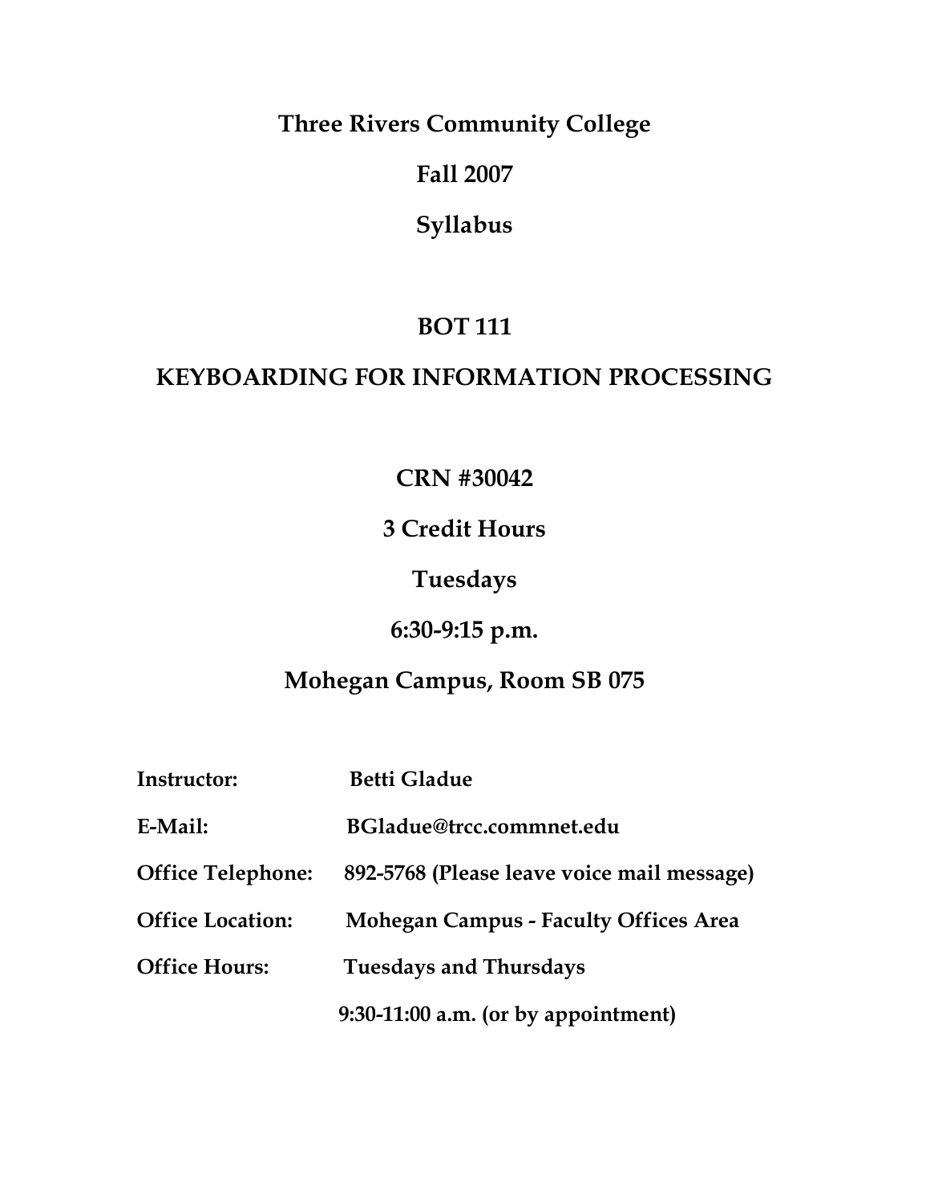# Three Rivers Community College

## Fall 2007

## Syllabus

# BOT 111

# KEYBOARDING FOR INFORMATION PROCESSING

**CRN #30042**

**3 Credit Hours**

**Tuesdays**

**6:30-9:15 p.m.**

**Mohegan Campus, Room SB 075**

**Instructor:** Betti Gladue

**E-Mail:** BGladue@trcc.commnet.edu

**Office Telephone:** 892-5768 (Please leave voice mail message)

**Office Location:** Mohegan Campus - Faculty Offices Area

**Office Hours:** Tuesdays and Thursdays
9:30-11:00 a.m. (or by appointment)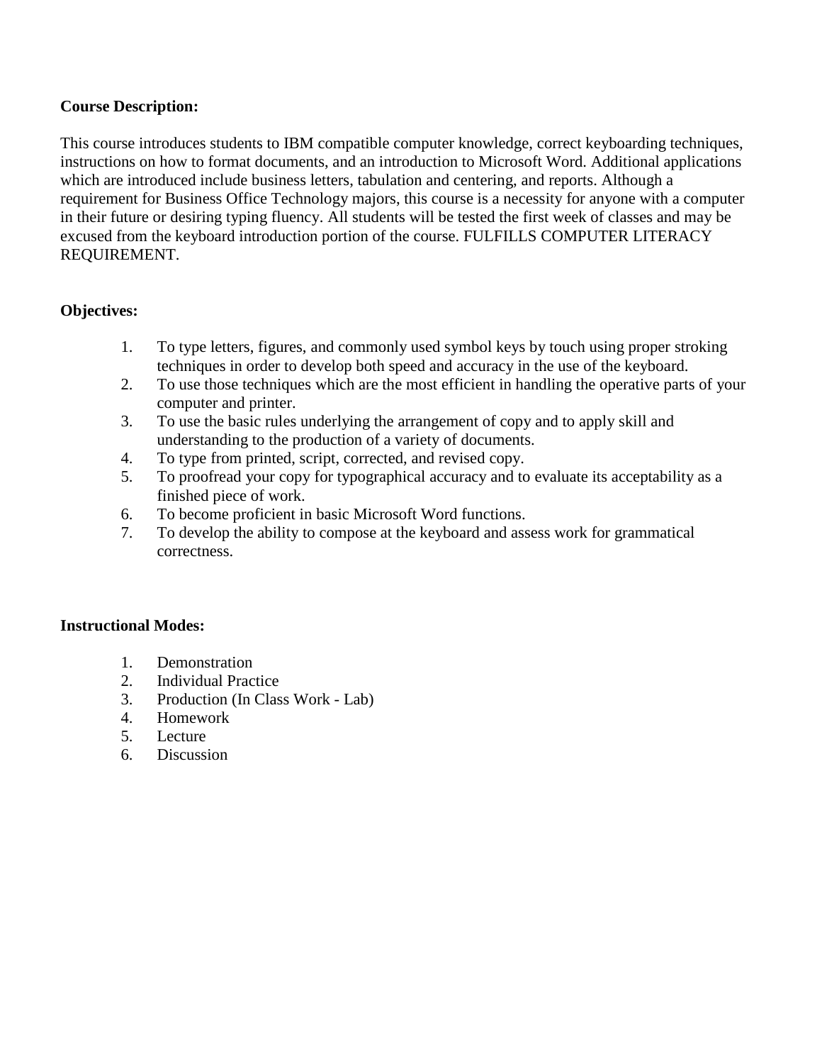**Course Description:**

This course introduces students to IBM compatible computer knowledge, correct keyboarding techniques, instructions on how to format documents, and an introduction to Microsoft Word. Additional applications which are introduced include business letters, tabulation and centering, and reports. Although a requirement for Business Office Technology majors, this course is a necessity for anyone with a computer in their future or desiring typing fluency. All students will be tested the first week of classes and may be excused from the keyboard introduction portion of the course. FULFILLS COMPUTER LITERACY REQUIREMENT.

**Objectives:**

1. To type letters, figures, and commonly used symbol keys by touch using proper stroking techniques in order to develop both speed and accuracy in the use of the keyboard.
2. To use those techniques which are the most efficient in handling the operative parts of your computer and printer.
3. To use the basic rules underlying the arrangement of copy and to apply skill and understanding to the production of a variety of documents.
4. To type from printed, script, corrected, and revised copy.
5. To proofread your copy for typographical accuracy and to evaluate its acceptability as a finished piece of work.
6. To become proficient in basic Microsoft Word functions.
7. To develop the ability to compose at the keyboard and assess work for grammatical correctness.

**Instructional Modes:**

1. Demonstration
2. Individual Practice
3. Production (In Class Work - Lab)
4. Homework
5. Lecture
6. Discussion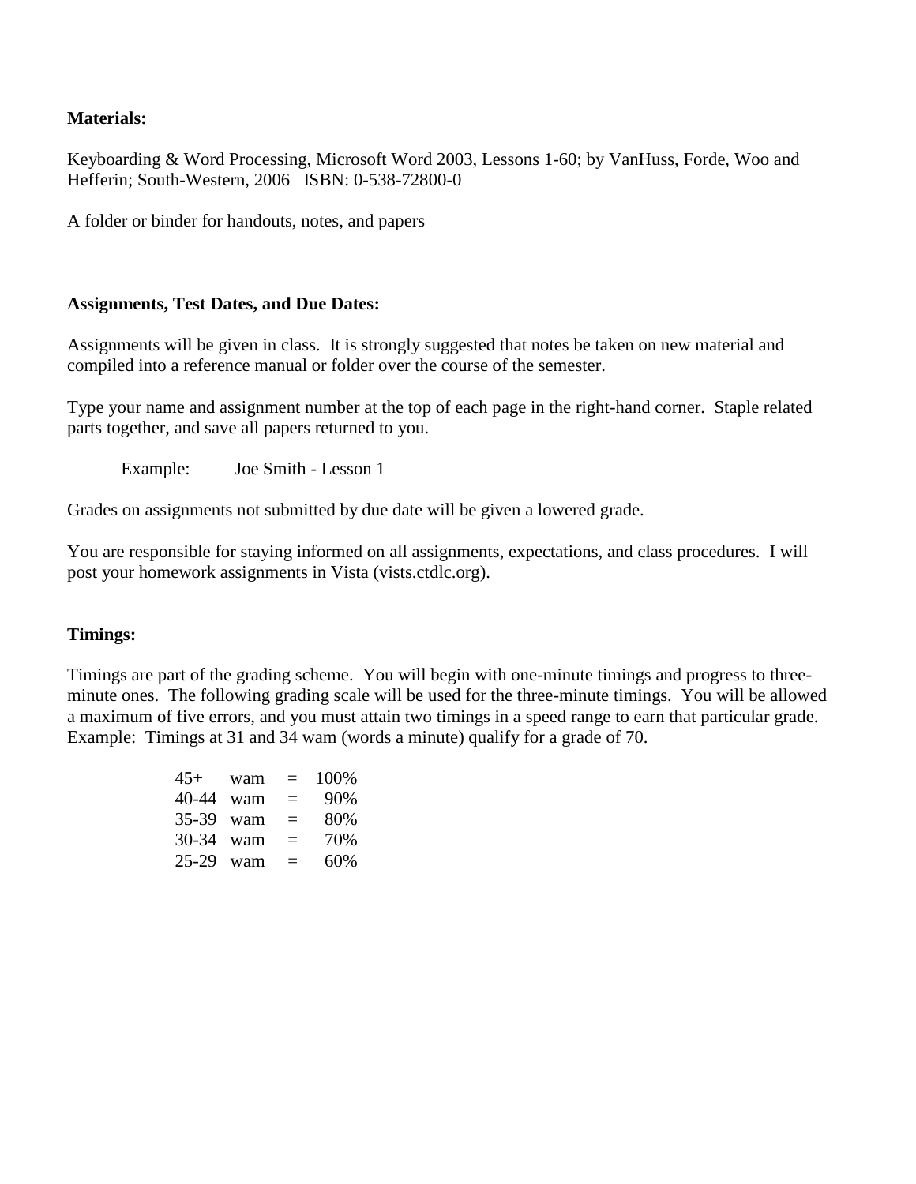**Materials:**

Keyboarding & Word Processing, Microsoft Word 2003, Lessons 1-60; by VanHuss, Forde, Woo and Hefferin; South-Western, 2006 ISBN: 0-538-72800-0

A folder or binder for handouts, notes, and papers

**Assignments, Test Dates, and Due Dates:**

Assignments will be given in class. It is strongly suggested that notes be taken on new material and compiled into a reference manual or folder over the course of the semester.

Type your name and assignment number at the top of each page in the right-hand corner. Staple related parts together, and save all papers returned to you.

Example: Joe Smith - Lesson 1

Grades on assignments not submitted by due date will be given a lowered grade.

You are responsible for staying informed on all assignments, expectations, and class procedures. I will post your homework assignments in Vista (vists.ctdlc.org).

**Timings:**

Timings are part of the grading scheme. You will begin with one-minute timings and progress to three-minute ones. The following grading scale will be used for the three-minute timings. You will be allowed a maximum of five errors, and you must attain two timings in a speed range to earn that particular grade. Example: Timings at 31 and 34 wam (words a minute) qualify for a grade of 70.

| | | | |
|---|---|---|---|
| 45+ | wam | = | 100% |
| 40-44 | wam | = | 90% |
| 35-39 | wam | = | 80% |
| 30-34 | wam | = | 70% |
| 25-29 | wam | = | 60% |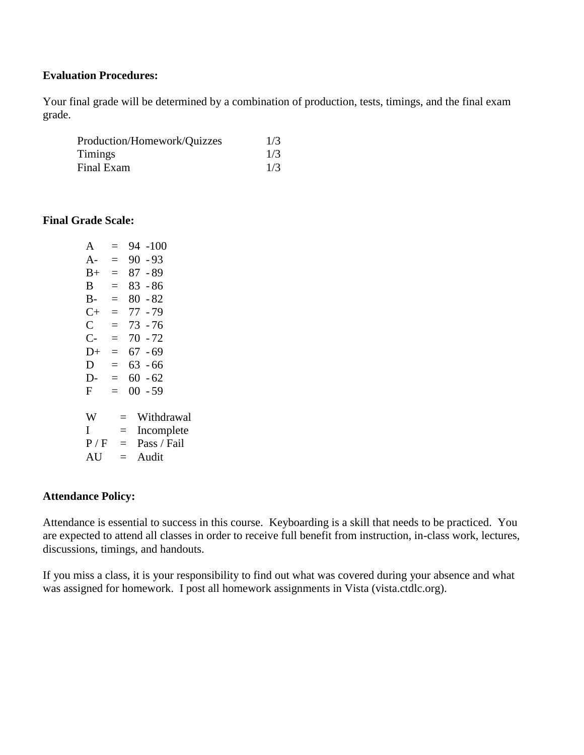**Evaluation Procedures:**

Your final grade will be determined by a combination of production, tests, timings, and the final exam grade.

| | |
|---|---|
| Production/Homework/Quizzes | 1/3 |
| Timings | 1/3 |
| Final Exam | 1/3 |

**Final Grade Scale:**

| | | |
|---|---|---|
| A | = | 94 -100 |
| A- | = | 90 - 93 |
| B+ | = | 87 - 89 |
| B | = | 83 - 86 |
| B- | = | 80 - 82 |
| C+ | = | 77 - 79 |
| C | = | 73 - 76 |
| C- | = | 70 - 72 |
| D+ | = | 67 - 69 |
| D | = | 63 - 66 |
| D- | = | 60 - 62 |
| F | = | 00 - 59 |

| | | |
|---|---|---|
| W | = | Withdrawal |
| I | = | Incomplete |
| P / F | = | Pass / Fail |
| AU | = | Audit |

**Attendance Policy:**

Attendance is essential to success in this course. Keyboarding is a skill that needs to be practiced. You are expected to attend all classes in order to receive full benefit from instruction, in-class work, lectures, discussions, timings, and handouts.

If you miss a class, it is your responsibility to find out what was covered during your absence and what was assigned for homework. I post all homework assignments in Vista (vista.ctdlc.org).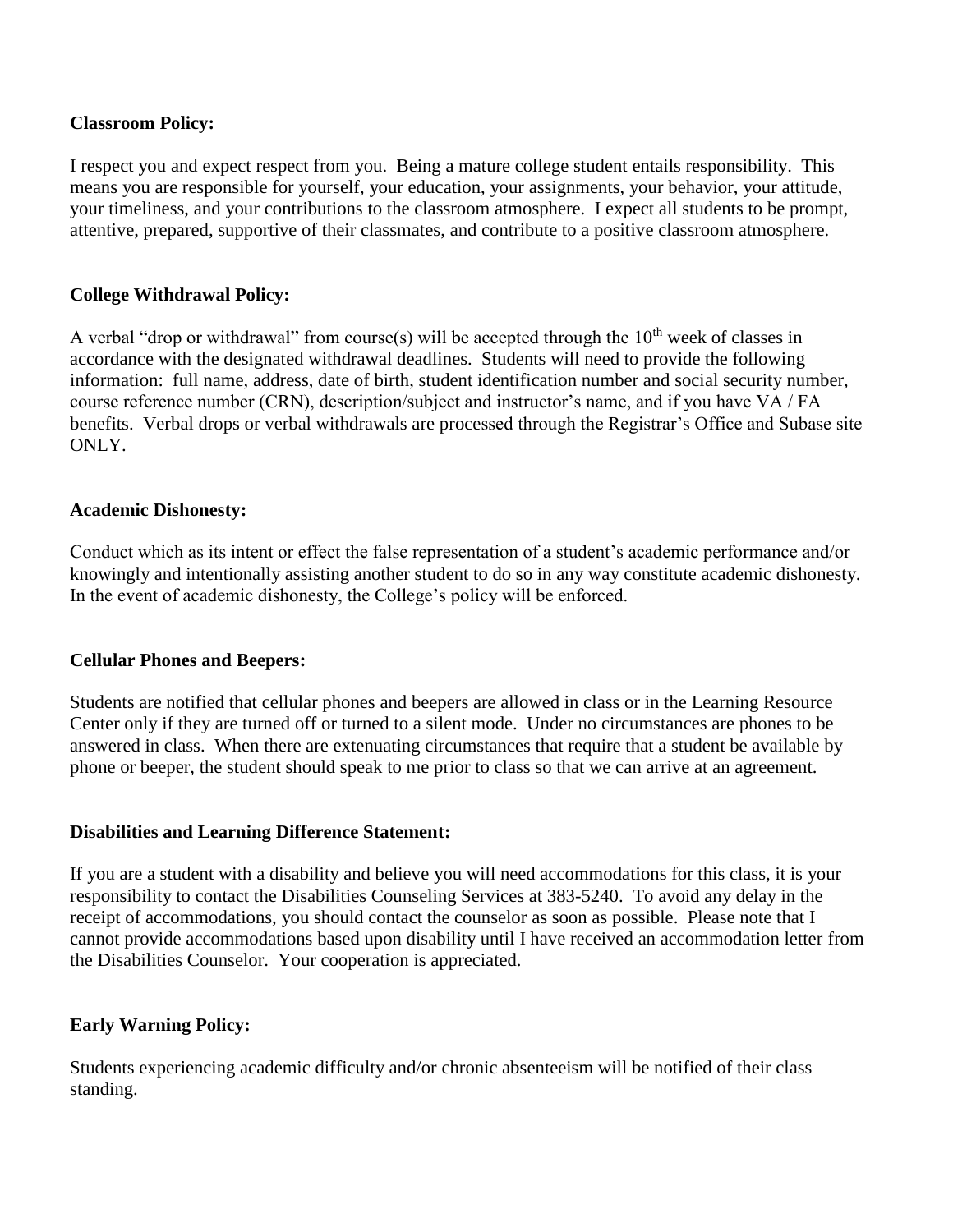**Classroom Policy:**

I respect you and expect respect from you. Being a mature college student entails responsibility. This means you are responsible for yourself, your education, your assignments, your behavior, your attitude, your timeliness, and your contributions to the classroom atmosphere. I expect all students to be prompt, attentive, prepared, supportive of their classmates, and contribute to a positive classroom atmosphere.

**College Withdrawal Policy:**

A verbal "drop or withdrawal" from course(s) will be accepted through the 10th week of classes in accordance with the designated withdrawal deadlines. Students will need to provide the following information: full name, address, date of birth, student identification number and social security number, course reference number (CRN), description/subject and instructor's name, and if you have VA / FA benefits. Verbal drops or verbal withdrawals are processed through the Registrar's Office and Subase site ONLY.

**Academic Dishonesty:**

Conduct which as its intent or effect the false representation of a student's academic performance and/or knowingly and intentionally assisting another student to do so in any way constitute academic dishonesty. In the event of academic dishonesty, the College's policy will be enforced.

**Cellular Phones and Beepers:**

Students are notified that cellular phones and beepers are allowed in class or in the Learning Resource Center only if they are turned off or turned to a silent mode. Under no circumstances are phones to be answered in class. When there are extenuating circumstances that require that a student be available by phone or beeper, the student should speak to me prior to class so that we can arrive at an agreement.

**Disabilities and Learning Difference Statement:**

If you are a student with a disability and believe you will need accommodations for this class, it is your responsibility to contact the Disabilities Counseling Services at 383-5240. To avoid any delay in the receipt of accommodations, you should contact the counselor as soon as possible. Please note that I cannot provide accommodations based upon disability until I have received an accommodation letter from the Disabilities Counselor. Your cooperation is appreciated.

**Early Warning Policy:**

Students experiencing academic difficulty and/or chronic absenteeism will be notified of their class standing.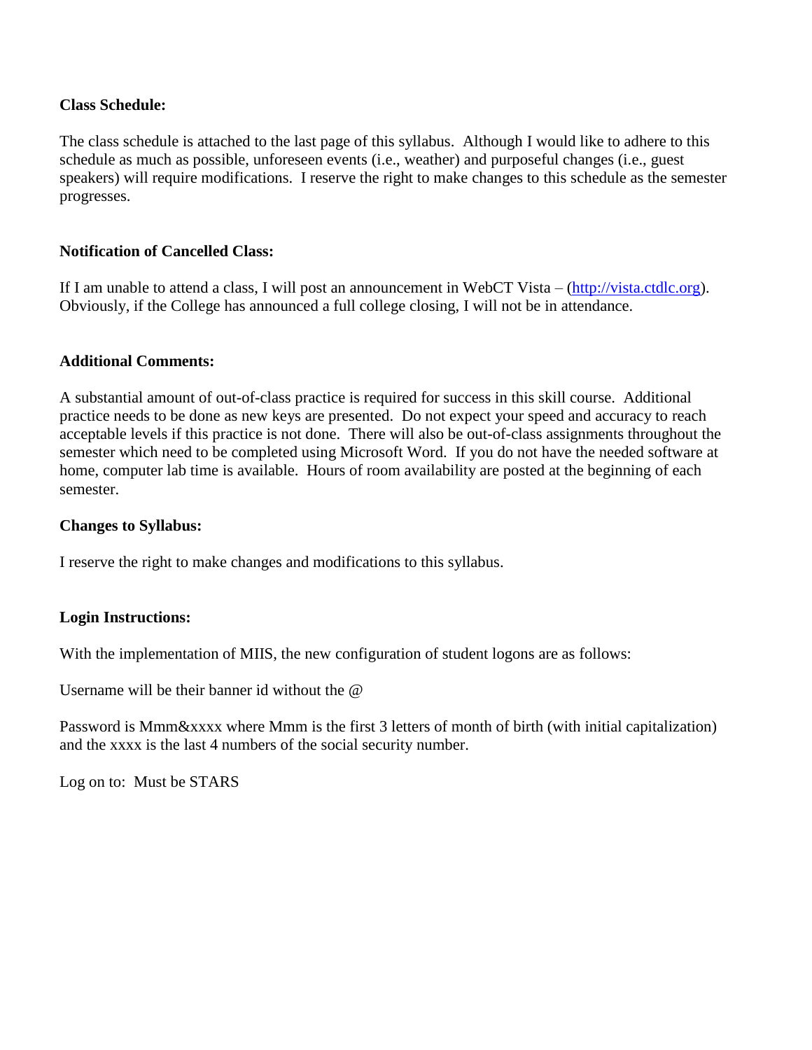**Class Schedule:**

The class schedule is attached to the last page of this syllabus. Although I would like to adhere to this schedule as much as possible, unforeseen events (i.e., weather) and purposeful changes (i.e., guest speakers) will require modifications. I reserve the right to make changes to this schedule as the semester progresses.

**Notification of Cancelled Class:**

If I am unable to attend a class, I will post an announcement in WebCT Vista – (http://vista.ctdlc.org). Obviously, if the College has announced a full college closing, I will not be in attendance.

**Additional Comments:**

A substantial amount of out-of-class practice is required for success in this skill course. Additional practice needs to be done as new keys are presented. Do not expect your speed and accuracy to reach acceptable levels if this practice is not done. There will also be out-of-class assignments throughout the semester which need to be completed using Microsoft Word. If you do not have the needed software at home, computer lab time is available. Hours of room availability are posted at the beginning of each semester.

**Changes to Syllabus:**

I reserve the right to make changes and modifications to this syllabus.

**Login Instructions:**

With the implementation of MIIS, the new configuration of student logons are as follows:

Username will be their banner id without the @

Password is Mmm&xxxx where Mmm is the first 3 letters of month of birth (with initial capitalization) and the xxxx is the last 4 numbers of the social security number.

Log on to: Must be STARS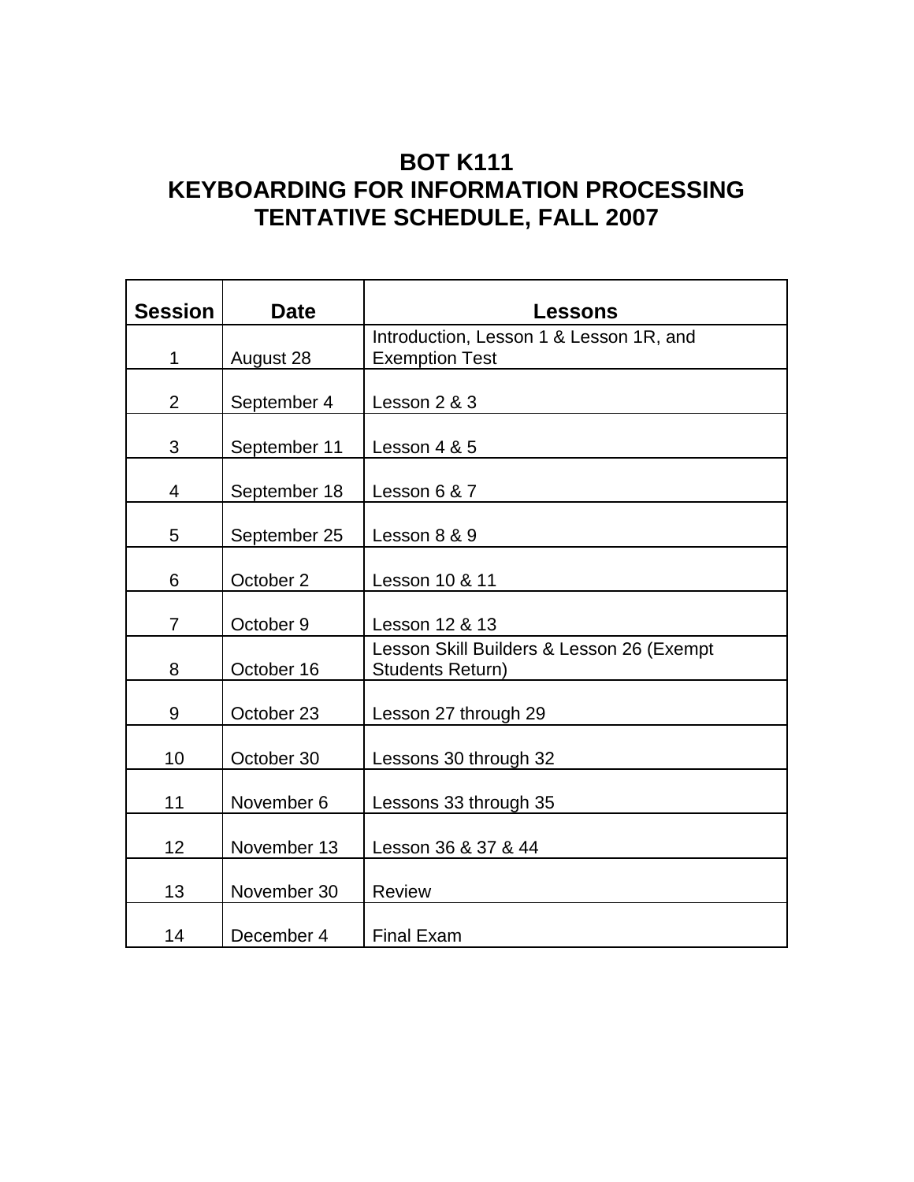# BOT K111
# KEYBOARDING FOR INFORMATION PROCESSING
# TENTATIVE SCHEDULE, FALL 2007

| Session | Date | Lessons |
|---|---|---|
| 1 | August 28 | Introduction, Lesson 1 & Lesson 1R, and Exemption Test |
| 2 | September 4 | Lesson 2 & 3 |
| 3 | September 11 | Lesson 4 & 5 |
| 4 | September 18 | Lesson 6 & 7 |
| 5 | September 25 | Lesson 8 & 9 |
| 6 | October 2 | Lesson 10 & 11 |
| 7 | October 9 | Lesson 12 & 13 |
| 8 | October 16 | Lesson Skill Builders & Lesson 26 (Exempt Students Return) |
| 9 | October 23 | Lesson 27 through 29 |
| 10 | October 30 | Lessons 30 through 32 |
| 11 | November 6 | Lessons 33 through 35 |
| 12 | November 13 | Lesson 36 & 37 & 44 |
| 13 | November 30 | Review |
| 14 | December 4 | Final Exam |